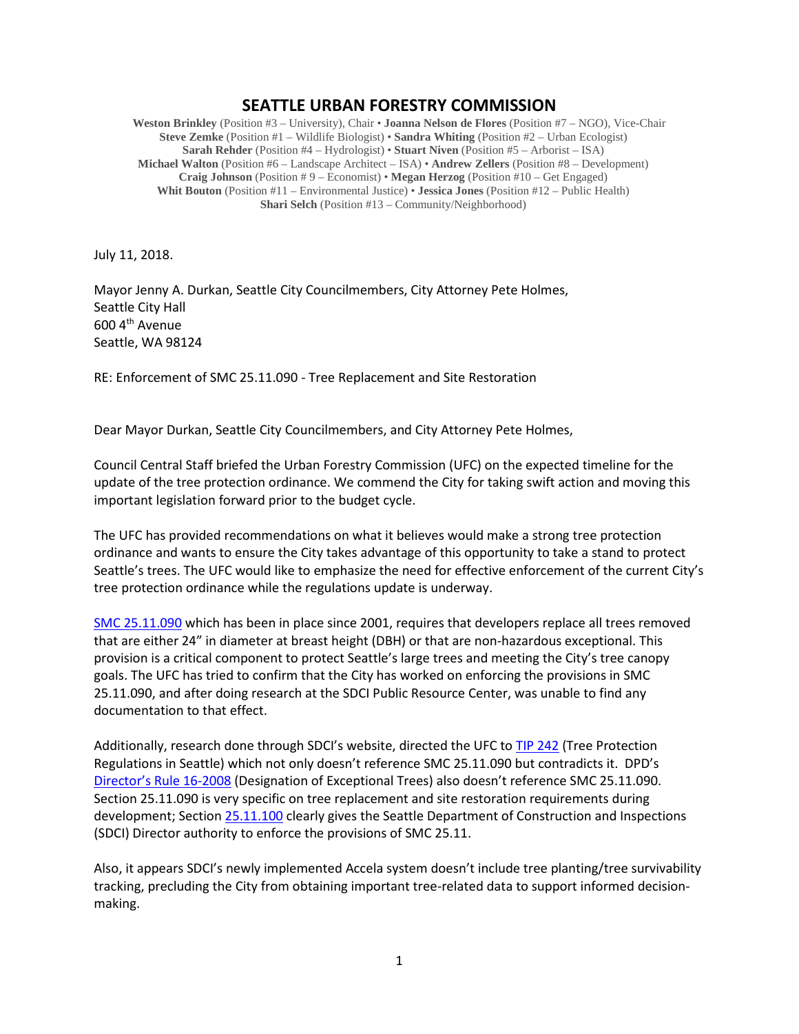# SEATTLE URBAN FORESTRY COMMISSION

**Weston Brinkley** (Position #3 – University), Chair • **Joanna Nelson de Flores** (Position #7 – NGO), Vice-Chair
**Steve Zemke** (Position #1 – Wildlife Biologist) • **Sandra Whiting** (Position #2 – Urban Ecologist)
**Sarah Rehder** (Position #4 – Hydrologist) • **Stuart Niven** (Position #5 – Arborist – ISA)
**Michael Walton** (Position #6 – Landscape Architect – ISA) • **Andrew Zellers** (Position #8 – Development)
**Craig Johnson** (Position # 9 – Economist) • **Megan Herzog** (Position #10 – Get Engaged)
**Whit Bouton** (Position #11 – Environmental Justice) • **Jessica Jones** (Position #12 – Public Health)
**Shari Selch** (Position #13 – Community/Neighborhood)

July 11, 2018.

Mayor Jenny A. Durkan, Seattle City Councilmembers, City Attorney Pete Holmes,
Seattle City Hall
600 4th Avenue
Seattle, WA 98124

RE: Enforcement of SMC 25.11.090 - Tree Replacement and Site Restoration

Dear Mayor Durkan, Seattle City Councilmembers, and City Attorney Pete Holmes,

Council Central Staff briefed the Urban Forestry Commission (UFC) on the expected timeline for the update of the tree protection ordinance. We commend the City for taking swift action and moving this important legislation forward prior to the budget cycle.

The UFC has provided recommendations on what it believes would make a strong tree protection ordinance and wants to ensure the City takes advantage of this opportunity to take a stand to protect Seattle's trees. The UFC would like to emphasize the need for effective enforcement of the current City's tree protection ordinance while the regulations update is underway.

SMC 25.11.090 which has been in place since 2001, requires that developers replace all trees removed that are either 24" in diameter at breast height (DBH) or that are non-hazardous exceptional. This provision is a critical component to protect Seattle's large trees and meeting the City's tree canopy goals. The UFC has tried to confirm that the City has worked on enforcing the provisions in SMC 25.11.090, and after doing research at the SDCI Public Resource Center, was unable to find any documentation to that effect.

Additionally, research done through SDCI's website, directed the UFC to TIP 242 (Tree Protection Regulations in Seattle) which not only doesn't reference SMC 25.11.090 but contradicts it. DPD's Director's Rule 16-2008 (Designation of Exceptional Trees) also doesn't reference SMC 25.11.090. Section 25.11.090 is very specific on tree replacement and site restoration requirements during development; Section 25.11.100 clearly gives the Seattle Department of Construction and Inspections (SDCI) Director authority to enforce the provisions of SMC 25.11.

Also, it appears SDCI's newly implemented Accela system doesn't include tree planting/tree survivability tracking, precluding the City from obtaining important tree-related data to support informed decision-making.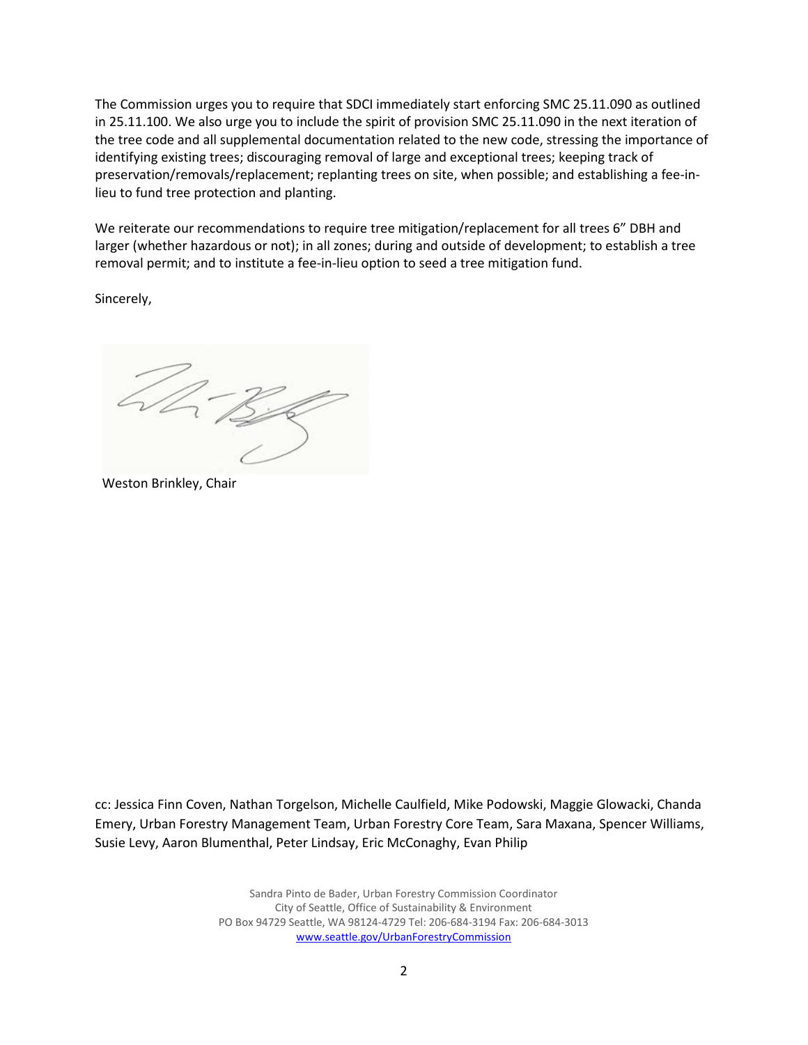The Commission urges you to require that SDCI immediately start enforcing SMC 25.11.090 as outlined in 25.11.100. We also urge you to include the spirit of provision SMC 25.11.090 in the next iteration of the tree code and all supplemental documentation related to the new code, stressing the importance of identifying existing trees; discouraging removal of large and exceptional trees; keeping track of preservation/removals/replacement; replanting trees on site, when possible; and establishing a fee-in-lieu to fund tree protection and planting.

We reiterate our recommendations to require tree mitigation/replacement for all trees 6" DBH and larger (whether hazardous or not); in all zones; during and outside of development; to establish a tree removal permit; and to institute a fee-in-lieu option to seed a tree mitigation fund.

Sincerely,

Weston Brinkley, Chair

cc: Jessica Finn Coven, Nathan Torgelson, Michelle Caulfield, Mike Podowski, Maggie Glowacki, Chanda Emery, Urban Forestry Management Team, Urban Forestry Core Team, Sara Maxana, Spencer Williams, Susie Levy, Aaron Blumenthal, Peter Lindsay, Eric McConaghy, Evan Philip

Sandra Pinto de Bader, Urban Forestry Commission Coordinator
City of Seattle, Office of Sustainability & Environment
PO Box 94729 Seattle, WA 98124-4729 Tel: 206-684-3194 Fax: 206-684-3013
www.seattle.gov/UrbanForestryCommission